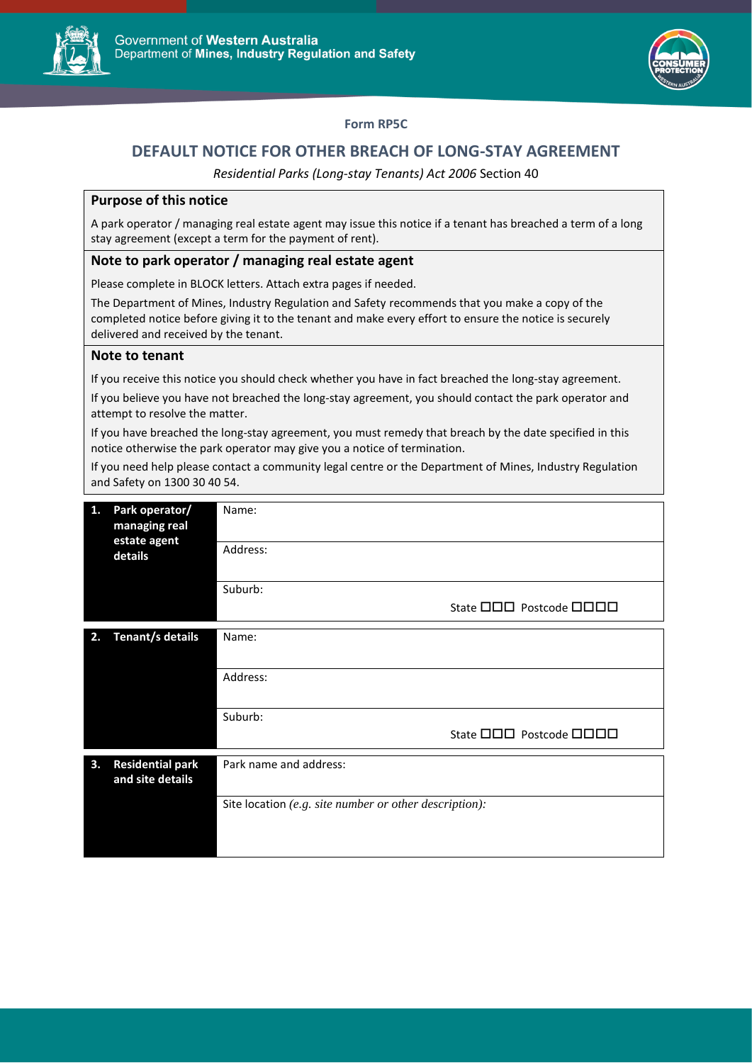Government of **Western Australia**
Department of **Mines, Industry Regulation and Safety**

**Form RP5C**

# DEFAULT NOTICE FOR OTHER BREACH OF LONG-STAY AGREEMENT

*Residential Parks (Long-stay Tenants) Act 2006* Section 40

## Purpose of this notice

A park operator / managing real estate agent may issue this notice if a tenant has breached a term of a long stay agreement (except a term for the payment of rent).

## Note to park operator / managing real estate agent

Please complete in BLOCK letters. Attach extra pages if needed.

The Department of Mines, Industry Regulation and Safety recommends that you make a copy of the completed notice before giving it to the tenant and make every effort to ensure the notice is securely delivered and received by the tenant.

## Note to tenant

If you receive this notice you should check whether you have in fact breached the long-stay agreement.

If you believe you have not breached the long-stay agreement, you should contact the park operator and attempt to resolve the matter.

If you have breached the long-stay agreement, you must remedy that breach by the date specified in this notice otherwise the park operator may give you a notice of termination.

If you need help please contact a community legal centre or the Department of Mines, Industry Regulation and Safety on 1300 30 40 54.

| | |
|---|---|
| **1. Park operator/ managing real estate agent details** | Name: |
| | Address: |
| | Suburb: State ☐☐☐ Postcode ☐☐☐☐ |

| | |
|---|---|
| **2. Tenant/s details** | Name: |
| | Address: |
| | Suburb: State ☐☐☐ Postcode ☐☐☐☐ |

| | |
|---|---|
| **3. Residential park and site details** | Park name and address: |
| | Site location *(e.g. site number or other description):* |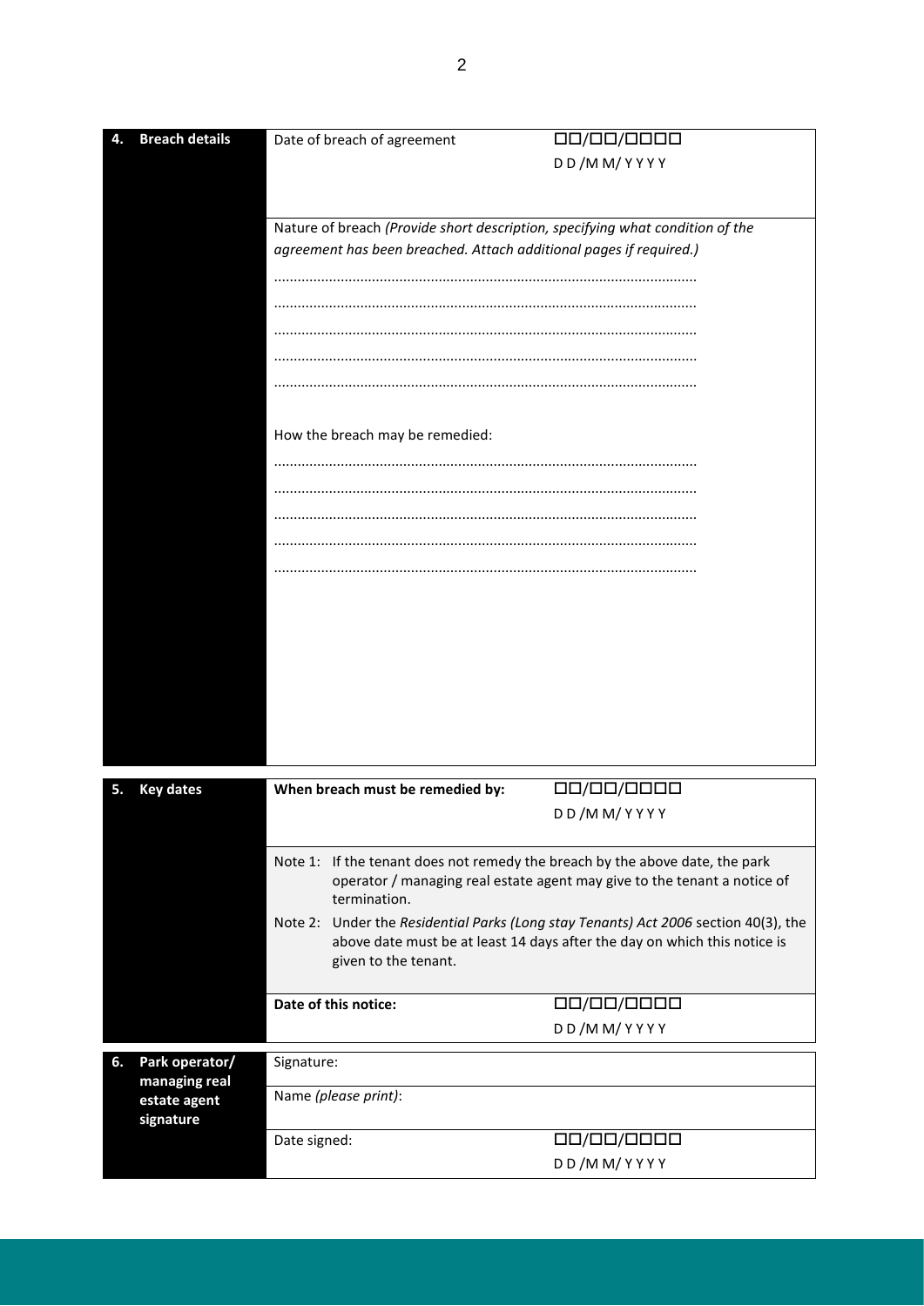| **4. Breach details** | | |
|---|---|---|
| | Date of breach of agreement | ☐☐/☐☐/☐☐☐☐<br>D D /M M/ Y Y Y Y |
| | Nature of breach *(Provide short description, specifying what condition of the agreement has been breached. Attach additional pages if required.)*<br>..........................................................................................................<br>..........................................................................................................<br>..........................................................................................................<br>..........................................................................................................<br>..........................................................................................................<br><br>How the breach may be remedied:<br>..........................................................................................................<br>..........................................................................................................<br>..........................................................................................................<br>..........................................................................................................<br>.......................................................................................................... | |

| **5. Key dates** | | |
|---|---|---|
| | **When breach must be remedied by:** | ☐☐/☐☐/☐☐☐☐<br>D D /M M/ Y Y Y Y |
| | Note 1: If the tenant does not remedy the breach by the above date, the park operator / managing real estate agent may give to the tenant a notice of termination.<br>Note 2: Under the *Residential Parks (Long stay Tenants) Act 2006* section 40(3), the above date must be at least 14 days after the day on which this notice is given to the tenant. | |
| | **Date of this notice:** | ☐☐/☐☐/☐☐☐☐<br>D D /M M/ Y Y Y Y |

| **6. Park operator/ managing real estate agent signature** | | |
|---|---|---|
| | Signature: | |
| | Name *(please print)*: | |
| | Date signed: | ☐☐/☐☐/☐☐☐☐<br>D D /M M/ Y Y Y Y |